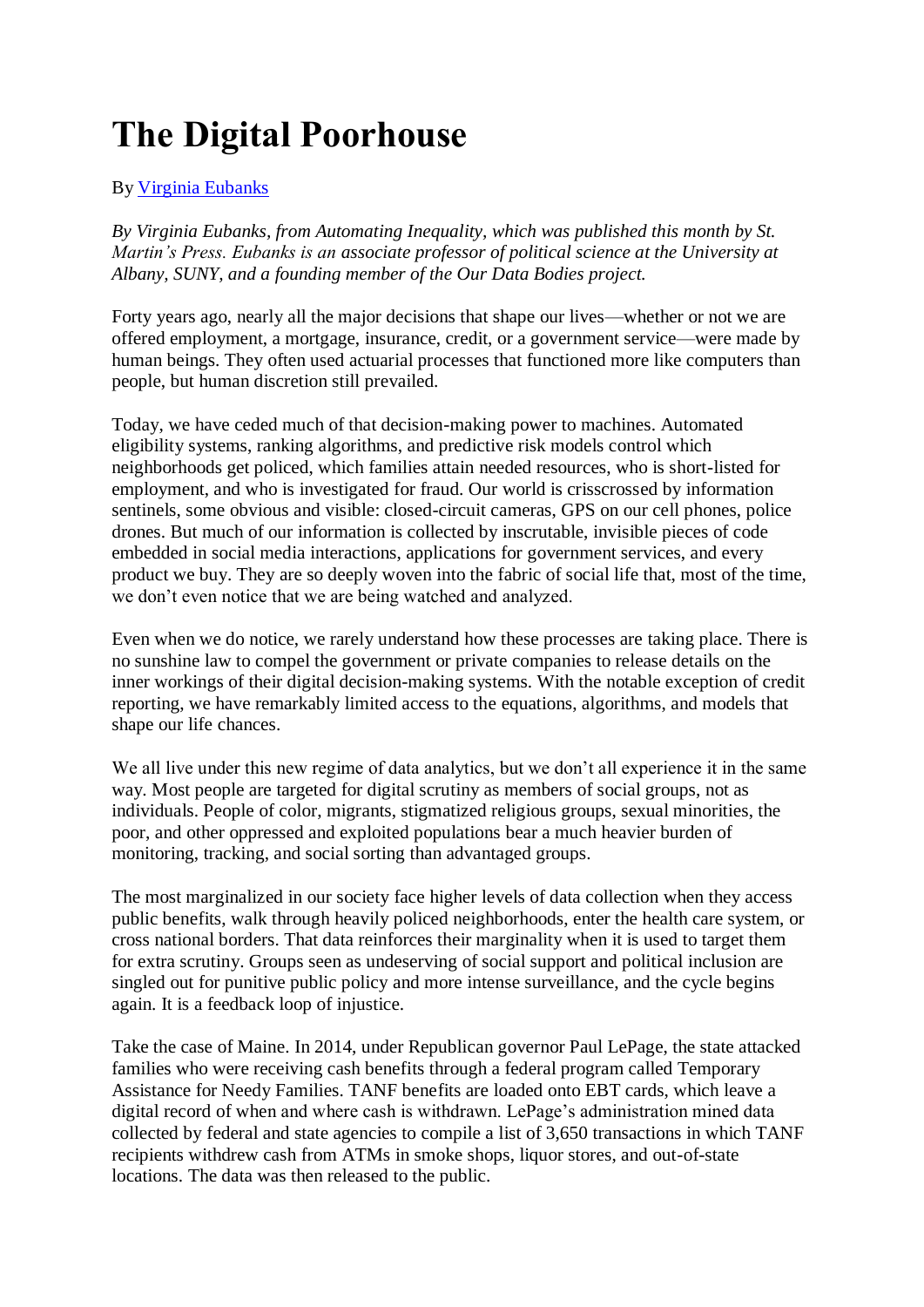# The Digital Poorhouse

By [Virginia Eubanks]

*By Virginia Eubanks, from Automating Inequality, which was published this month by St. Martin's Press. Eubanks is an associate professor of political science at the University at Albany, SUNY, and a founding member of the Our Data Bodies project.*

Forty years ago, nearly all the major decisions that shape our lives—whether or not we are offered employment, a mortgage, insurance, credit, or a government service—were made by human beings. They often used actuarial processes that functioned more like computers than people, but human discretion still prevailed.

Today, we have ceded much of that decision-making power to machines. Automated eligibility systems, ranking algorithms, and predictive risk models control which neighborhoods get policed, which families attain needed resources, who is short-listed for employment, and who is investigated for fraud. Our world is crisscrossed by information sentinels, some obvious and visible: closed-circuit cameras, GPS on our cell phones, police drones. But much of our information is collected by inscrutable, invisible pieces of code embedded in social media interactions, applications for government services, and every product we buy. They are so deeply woven into the fabric of social life that, most of the time, we don't even notice that we are being watched and analyzed.

Even when we do notice, we rarely understand how these processes are taking place. There is no sunshine law to compel the government or private companies to release details on the inner workings of their digital decision-making systems. With the notable exception of credit reporting, we have remarkably limited access to the equations, algorithms, and models that shape our life chances.

We all live under this new regime of data analytics, but we don't all experience it in the same way. Most people are targeted for digital scrutiny as members of social groups, not as individuals. People of color, migrants, stigmatized religious groups, sexual minorities, the poor, and other oppressed and exploited populations bear a much heavier burden of monitoring, tracking, and social sorting than advantaged groups.

The most marginalized in our society face higher levels of data collection when they access public benefits, walk through heavily policed neighborhoods, enter the health care system, or cross national borders. That data reinforces their marginality when it is used to target them for extra scrutiny. Groups seen as undeserving of social support and political inclusion are singled out for punitive public policy and more intense surveillance, and the cycle begins again. It is a feedback loop of injustice.

Take the case of Maine. In 2014, under Republican governor Paul LePage, the state attacked families who were receiving cash benefits through a federal program called Temporary Assistance for Needy Families. TANF benefits are loaded onto EBT cards, which leave a digital record of when and where cash is withdrawn. LePage's administration mined data collected by federal and state agencies to compile a list of 3,650 transactions in which TANF recipients withdrew cash from ATMs in smoke shops, liquor stores, and out-of-state locations. The data was then released to the public.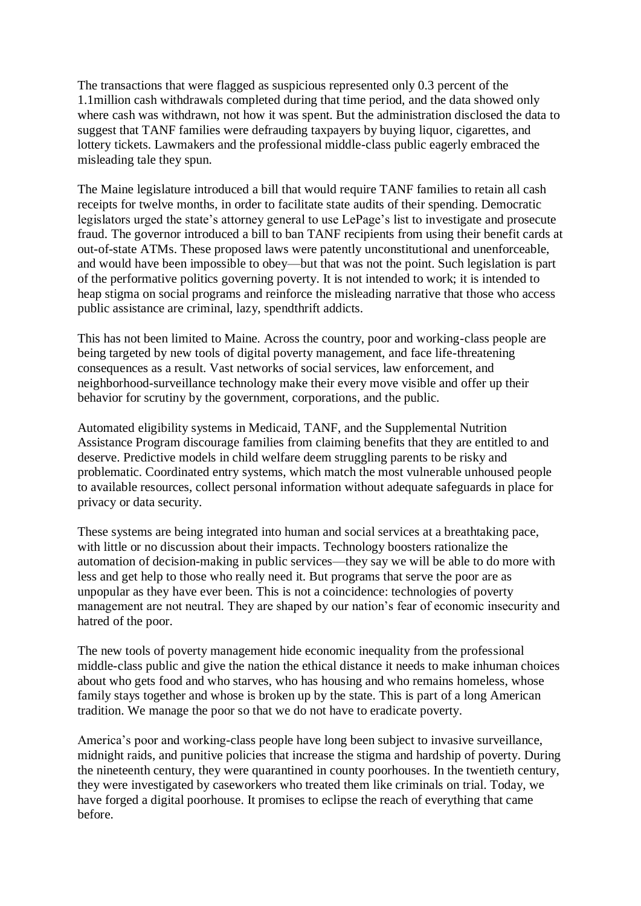The transactions that were flagged as suspicious represented only 0.3 percent of the 1.1million cash withdrawals completed during that time period, and the data showed only where cash was withdrawn, not how it was spent. But the administration disclosed the data to suggest that TANF families were defrauding taxpayers by buying liquor, cigarettes, and lottery tickets. Lawmakers and the professional middle-class public eagerly embraced the misleading tale they spun.

The Maine legislature introduced a bill that would require TANF families to retain all cash receipts for twelve months, in order to facilitate state audits of their spending. Democratic legislators urged the state's attorney general to use LePage's list to investigate and prosecute fraud. The governor introduced a bill to ban TANF recipients from using their benefit cards at out-of-state ATMs. These proposed laws were patently unconstitutional and unenforceable, and would have been impossible to obey—but that was not the point. Such legislation is part of the performative politics governing poverty. It is not intended to work; it is intended to heap stigma on social programs and reinforce the misleading narrative that those who access public assistance are criminal, lazy, spendthrift addicts.

This has not been limited to Maine. Across the country, poor and working-class people are being targeted by new tools of digital poverty management, and face life-threatening consequences as a result. Vast networks of social services, law enforcement, and neighborhood-surveillance technology make their every move visible and offer up their behavior for scrutiny by the government, corporations, and the public.

Automated eligibility systems in Medicaid, TANF, and the Supplemental Nutrition Assistance Program discourage families from claiming benefits that they are entitled to and deserve. Predictive models in child welfare deem struggling parents to be risky and problematic. Coordinated entry systems, which match the most vulnerable unhoused people to available resources, collect personal information without adequate safeguards in place for privacy or data security.

These systems are being integrated into human and social services at a breathtaking pace, with little or no discussion about their impacts. Technology boosters rationalize the automation of decision-making in public services—they say we will be able to do more with less and get help to those who really need it. But programs that serve the poor are as unpopular as they have ever been. This is not a coincidence: technologies of poverty management are not neutral. They are shaped by our nation's fear of economic insecurity and hatred of the poor.

The new tools of poverty management hide economic inequality from the professional middle-class public and give the nation the ethical distance it needs to make inhuman choices about who gets food and who starves, who has housing and who remains homeless, whose family stays together and whose is broken up by the state. This is part of a long American tradition. We manage the poor so that we do not have to eradicate poverty.

America's poor and working-class people have long been subject to invasive surveillance, midnight raids, and punitive policies that increase the stigma and hardship of poverty. During the nineteenth century, they were quarantined in county poorhouses. In the twentieth century, they were investigated by caseworkers who treated them like criminals on trial. Today, we have forged a digital poorhouse. It promises to eclipse the reach of everything that came before.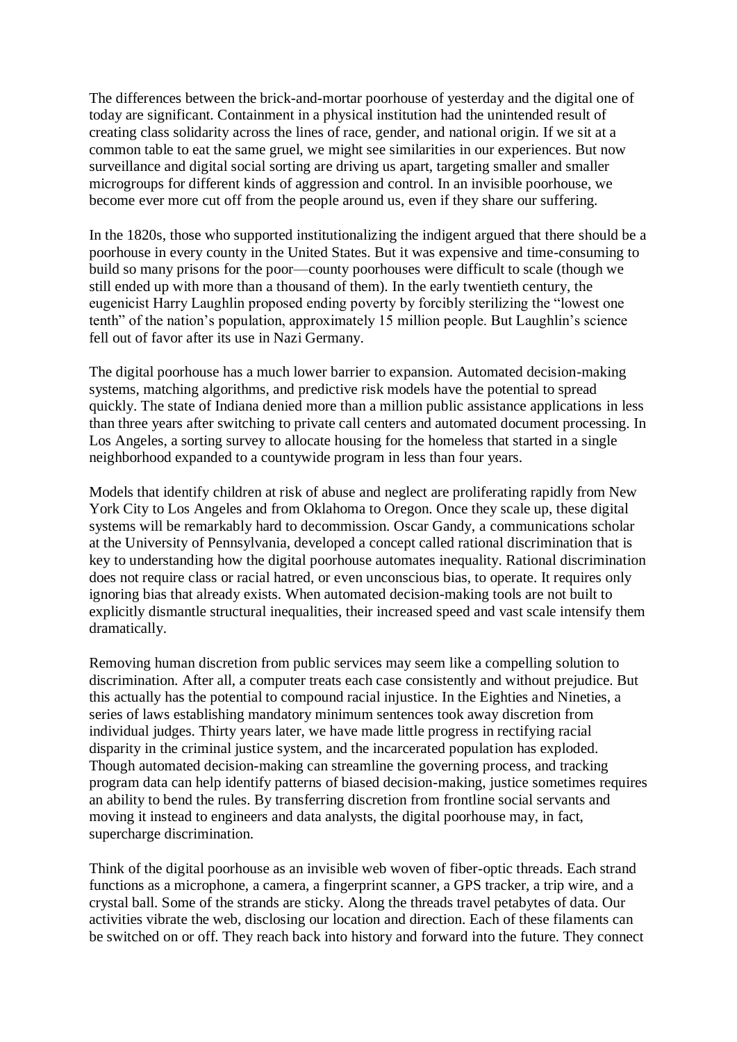The differences between the brick-and-mortar poorhouse of yesterday and the digital one of today are significant. Containment in a physical institution had the unintended result of creating class solidarity across the lines of race, gender, and national origin. If we sit at a common table to eat the same gruel, we might see similarities in our experiences. But now surveillance and digital social sorting are driving us apart, targeting smaller and smaller microgroups for different kinds of aggression and control. In an invisible poorhouse, we become ever more cut off from the people around us, even if they share our suffering.

In the 1820s, those who supported institutionalizing the indigent argued that there should be a poorhouse in every county in the United States. But it was expensive and time-consuming to build so many prisons for the poor—county poorhouses were difficult to scale (though we still ended up with more than a thousand of them). In the early twentieth century, the eugenicist Harry Laughlin proposed ending poverty by forcibly sterilizing the "lowest one tenth" of the nation's population, approximately 15 million people. But Laughlin's science fell out of favor after its use in Nazi Germany.

The digital poorhouse has a much lower barrier to expansion. Automated decision-making systems, matching algorithms, and predictive risk models have the potential to spread quickly. The state of Indiana denied more than a million public assistance applications in less than three years after switching to private call centers and automated document processing. In Los Angeles, a sorting survey to allocate housing for the homeless that started in a single neighborhood expanded to a countywide program in less than four years.

Models that identify children at risk of abuse and neglect are proliferating rapidly from New York City to Los Angeles and from Oklahoma to Oregon. Once they scale up, these digital systems will be remarkably hard to decommission. Oscar Gandy, a communications scholar at the University of Pennsylvania, developed a concept called rational discrimination that is key to understanding how the digital poorhouse automates inequality. Rational discrimination does not require class or racial hatred, or even unconscious bias, to operate. It requires only ignoring bias that already exists. When automated decision-making tools are not built to explicitly dismantle structural inequalities, their increased speed and vast scale intensify them dramatically.

Removing human discretion from public services may seem like a compelling solution to discrimination. After all, a computer treats each case consistently and without prejudice. But this actually has the potential to compound racial injustice. In the Eighties and Nineties, a series of laws establishing mandatory minimum sentences took away discretion from individual judges. Thirty years later, we have made little progress in rectifying racial disparity in the criminal justice system, and the incarcerated population has exploded. Though automated decision-making can streamline the governing process, and tracking program data can help identify patterns of biased decision-making, justice sometimes requires an ability to bend the rules. By transferring discretion from frontline social servants and moving it instead to engineers and data analysts, the digital poorhouse may, in fact, supercharge discrimination.

Think of the digital poorhouse as an invisible web woven of fiber-optic threads. Each strand functions as a microphone, a camera, a fingerprint scanner, a GPS tracker, a trip wire, and a crystal ball. Some of the strands are sticky. Along the threads travel petabytes of data. Our activities vibrate the web, disclosing our location and direction. Each of these filaments can be switched on or off. They reach back into history and forward into the future. They connect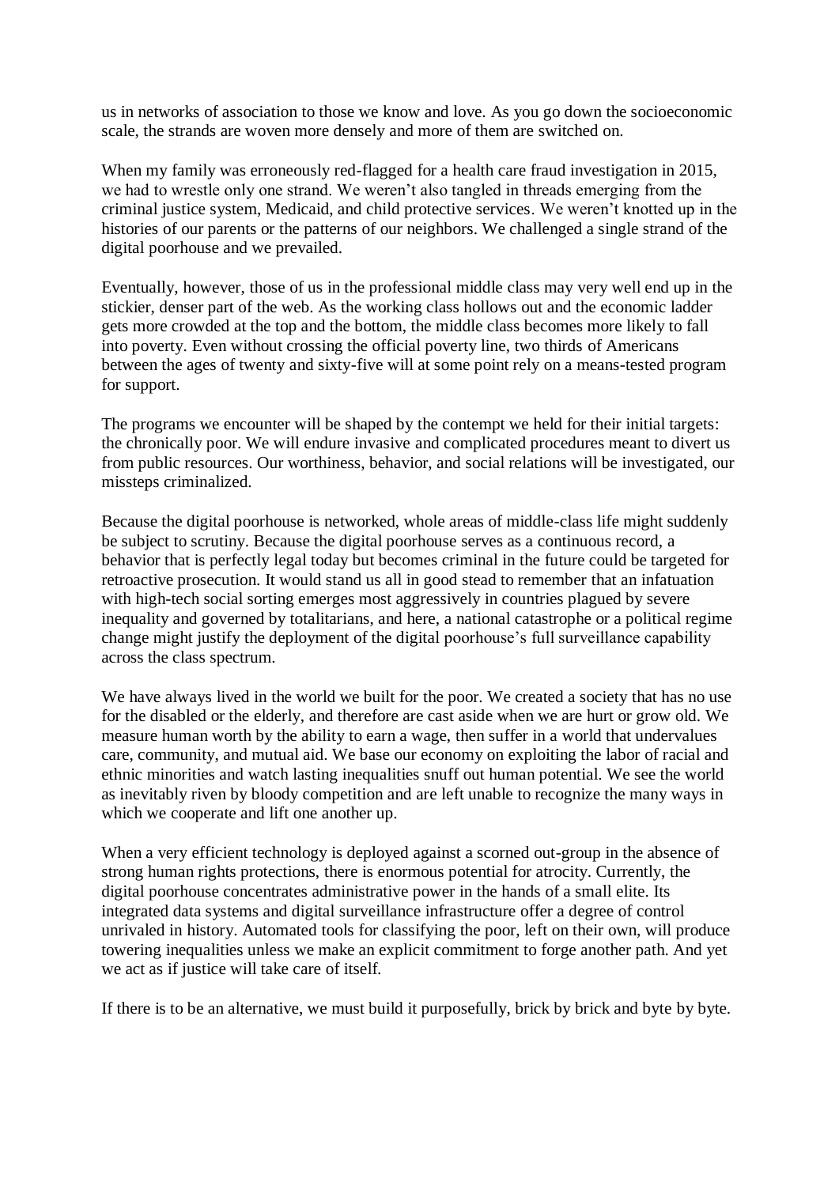us in networks of association to those we know and love. As you go down the socioeconomic scale, the strands are woven more densely and more of them are switched on.

When my family was erroneously red-flagged for a health care fraud investigation in 2015, we had to wrestle only one strand. We weren't also tangled in threads emerging from the criminal justice system, Medicaid, and child protective services. We weren't knotted up in the histories of our parents or the patterns of our neighbors. We challenged a single strand of the digital poorhouse and we prevailed.

Eventually, however, those of us in the professional middle class may very well end up in the stickier, denser part of the web. As the working class hollows out and the economic ladder gets more crowded at the top and the bottom, the middle class becomes more likely to fall into poverty. Even without crossing the official poverty line, two thirds of Americans between the ages of twenty and sixty-five will at some point rely on a means-tested program for support.

The programs we encounter will be shaped by the contempt we held for their initial targets: the chronically poor. We will endure invasive and complicated procedures meant to divert us from public resources. Our worthiness, behavior, and social relations will be investigated, our missteps criminalized.

Because the digital poorhouse is networked, whole areas of middle-class life might suddenly be subject to scrutiny. Because the digital poorhouse serves as a continuous record, a behavior that is perfectly legal today but becomes criminal in the future could be targeted for retroactive prosecution. It would stand us all in good stead to remember that an infatuation with high-tech social sorting emerges most aggressively in countries plagued by severe inequality and governed by totalitarians, and here, a national catastrophe or a political regime change might justify the deployment of the digital poorhouse's full surveillance capability across the class spectrum.

We have always lived in the world we built for the poor. We created a society that has no use for the disabled or the elderly, and therefore are cast aside when we are hurt or grow old. We measure human worth by the ability to earn a wage, then suffer in a world that undervalues care, community, and mutual aid. We base our economy on exploiting the labor of racial and ethnic minorities and watch lasting inequalities snuff out human potential. We see the world as inevitably riven by bloody competition and are left unable to recognize the many ways in which we cooperate and lift one another up.

When a very efficient technology is deployed against a scorned out-group in the absence of strong human rights protections, there is enormous potential for atrocity. Currently, the digital poorhouse concentrates administrative power in the hands of a small elite. Its integrated data systems and digital surveillance infrastructure offer a degree of control unrivaled in history. Automated tools for classifying the poor, left on their own, will produce towering inequalities unless we make an explicit commitment to forge another path. And yet we act as if justice will take care of itself.

If there is to be an alternative, we must build it purposefully, brick by brick and byte by byte.